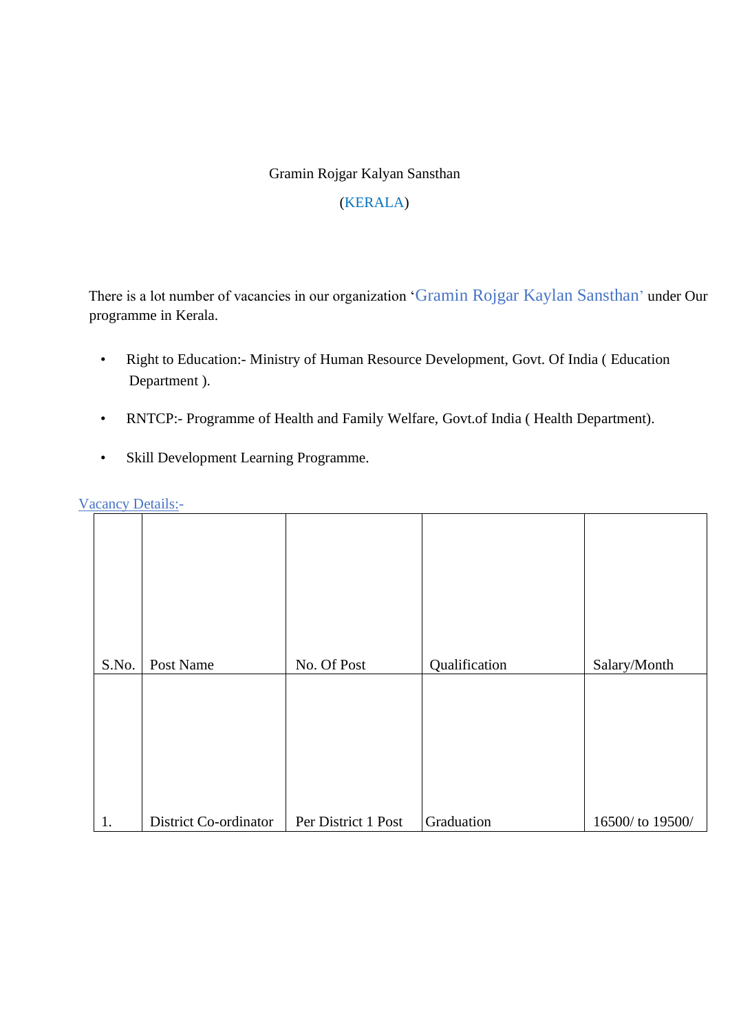Gramin Rojgar Kalyan Sansthan

(KERALA)

There is a lot number of vacancies in our organization 'Gramin Rojgar Kaylan Sansthan' under Our programme in Kerala.

- Right to Education:- Ministry of Human Resource Development, Govt. Of India ( Education Department ).
- RNTCP:- Programme of Health and Family Welfare, Govt.of India ( Health Department).
- Skill Development Learning Programme.

Vacancy Details:-

| S.No. | Post Name | No. Of Post | Qualification | Salary/Month |
|---|---|---|---|---|
| 1. | District Co-ordinator | Per District 1 Post | Graduation | 16500/ to 19500/ |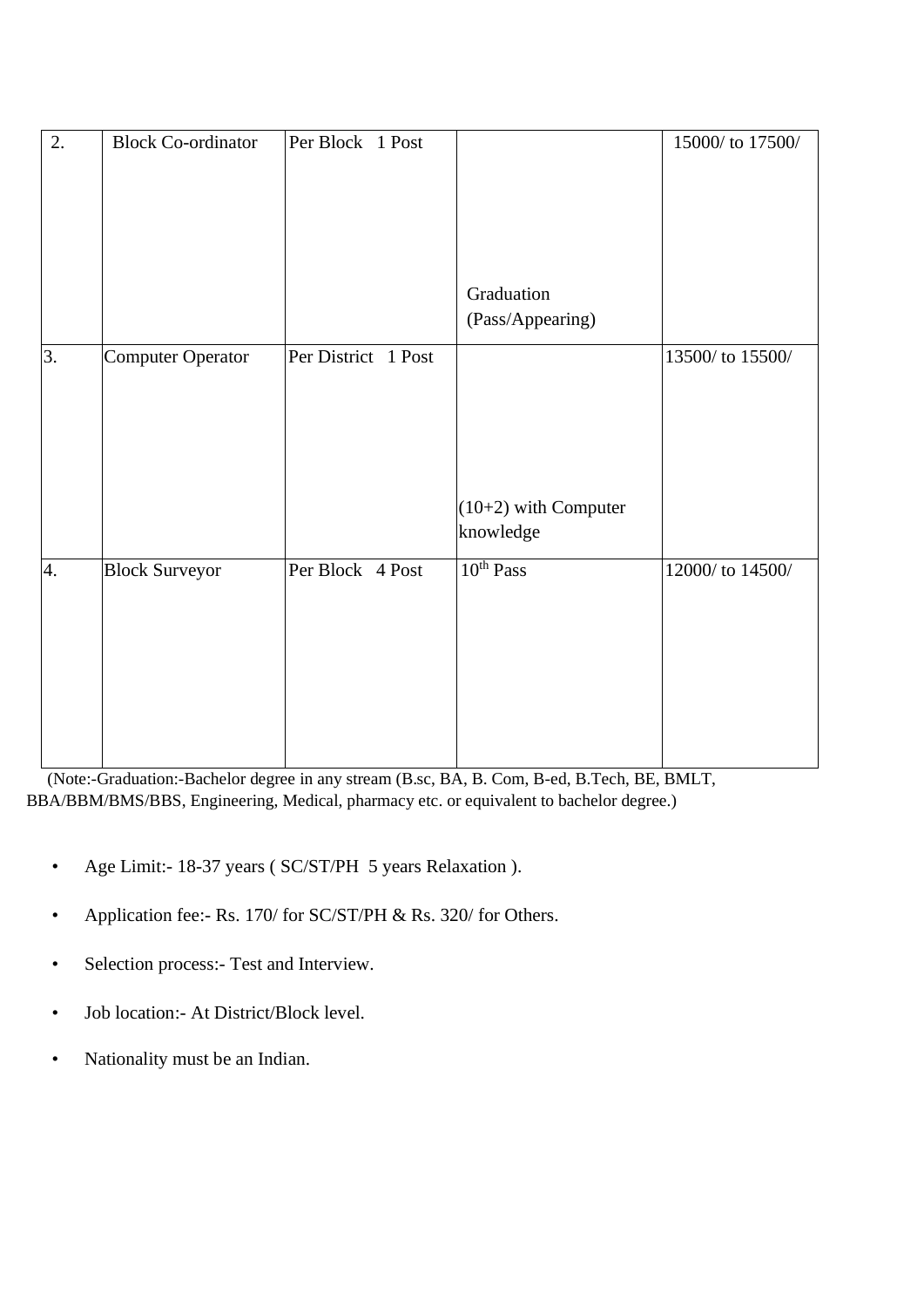| 2. | Block Co-ordinator | Per Block 1 Post | Graduation (Pass/Appearing) | 15000/ to 17500/ |
|---|---|---|---|---|
| 3. | Computer Operator | Per District 1 Post | (10+2) with Computer knowledge | 13500/ to 15500/ |
| 4. | Block Surveyor | Per Block 4 Post | 10th Pass | 12000/ to 14500/ |

(Note:-Graduation:-Bachelor degree in any stream (B.sc, BA, B. Com, B-ed, B.Tech, BE, BMLT, BBA/BBM/BMS/BBS, Engineering, Medical, pharmacy etc. or equivalent to bachelor degree.)

- Age Limit:- 18-37 years ( SC/ST/PH 5 years Relaxation ).
- Application fee:- Rs. 170/ for SC/ST/PH & Rs. 320/ for Others.
- Selection process:- Test and Interview.
- Job location:- At District/Block level.
- Nationality must be an Indian.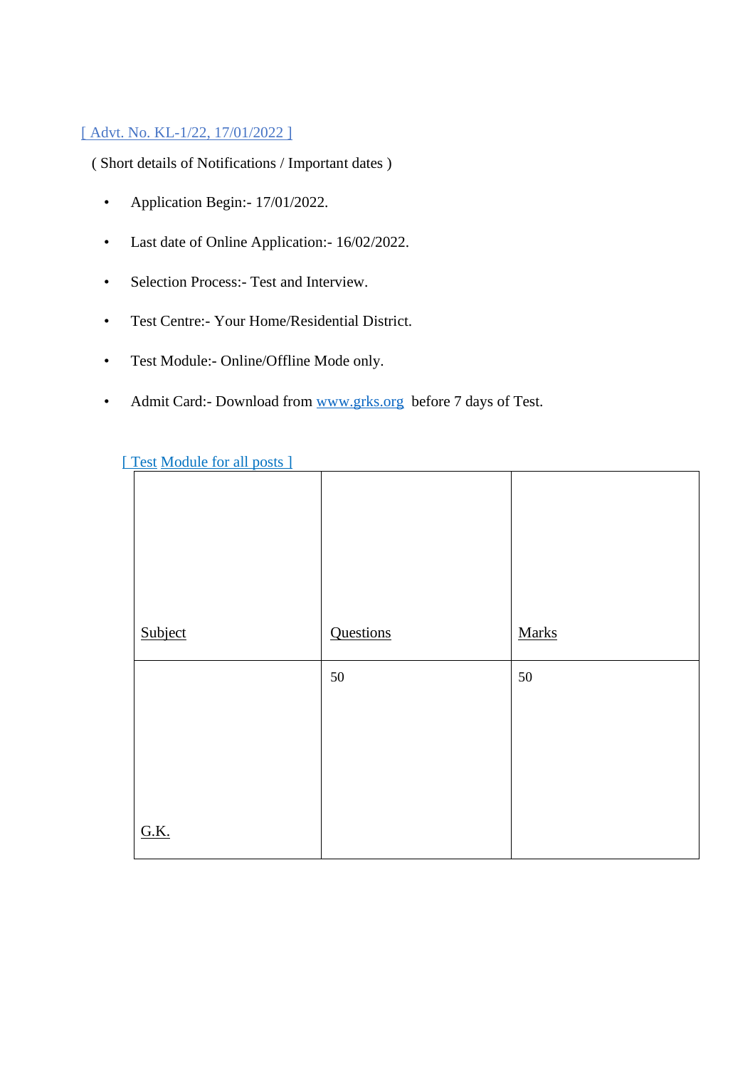[ Advt. No. KL-1/22, 17/01/2022 ]

( Short details of Notifications / Important dates )

- Application Begin:- 17/01/2022.
- Last date of Online Application:- 16/02/2022.
- Selection Process:- Test and Interview.
- Test Centre:- Your Home/Residential District.
- Test Module:- Online/Offline Mode only.
- Admit Card:- Download from www.grks.org before 7 days of Test.

[ Test Module for all posts ]

| Subject | Questions | Marks |
|---|---|---|
| G.K. | 50 | 50 |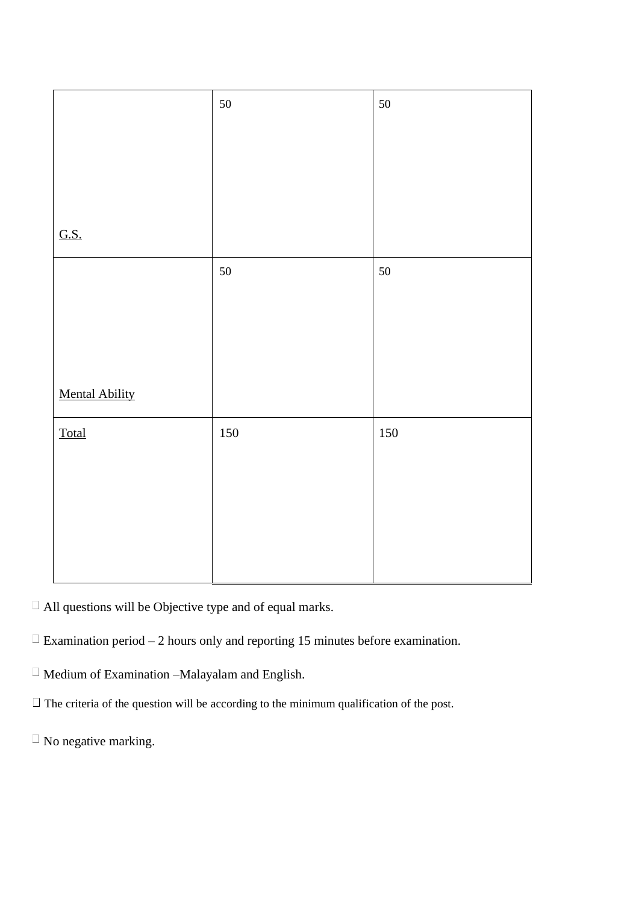| | | |
|---|---|---|
| G.S. | 50 | 50 |
| Mental Ability | 50 | 50 |
| Total | 150 | 150 |

- All questions will be Objective type and of equal marks.
- Examination period – 2 hours only and reporting 15 minutes before examination.
- Medium of Examination –Malayalam and English.
- The criteria of the question will be according to the minimum qualification of the post.
- No negative marking.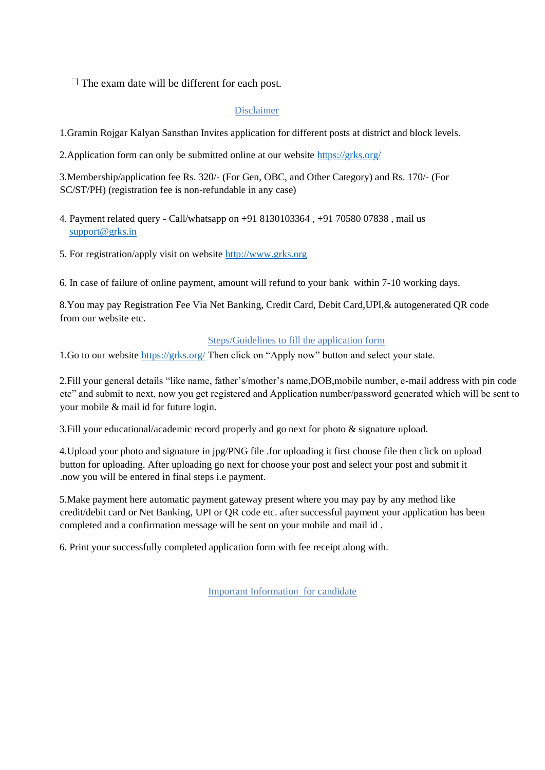- The exam date will be different for each post.

## Disclaimer

1.Gramin Rojgar Kalyan Sansthan Invites application for different posts at district and block levels.

2.Application form can only be submitted online at our website https://grks.org/

3.Membership/application fee Rs. 320/- (For Gen, OBC, and Other Category) and Rs. 170/- (For SC/ST/PH) (registration fee is non-refundable in any case)

4. Payment related query - Call/whatsapp on +91 8130103364 , +91 70580 07838 , mail us support@grks.in

5. For registration/apply visit on website http://www.grks.org

6. In case of failure of online payment, amount will refund to your bank within 7-10 working days.

8.You may pay Registration Fee Via Net Banking, Credit Card, Debit Card,UPI,& autogenerated QR code from our website etc.

## Steps/Guidelines to fill the application form

1.Go to our website https://grks.org/ Then click on "Apply now" button and select your state.

2.Fill your general details "like name, father's/mother's name,DOB,mobile number, e-mail address with pin code etc" and submit to next, now you get registered and Application number/password generated which will be sent to your mobile & mail id for future login.

3.Fill your educational/academic record properly and go next for photo & signature upload.

4.Upload your photo and signature in jpg/PNG file .for uploading it first choose file then click on upload button for uploading. After uploading go next for choose your post and select your post and submit it .now you will be entered in final steps i.e payment.

5.Make payment here automatic payment gateway present where you may pay by any method like credit/debit card or Net Banking, UPI or QR code etc. after successful payment your application has been completed and a confirmation message will be sent on your mobile and mail id .

6. Print your successfully completed application form with fee receipt along with.

## Important Information for candidate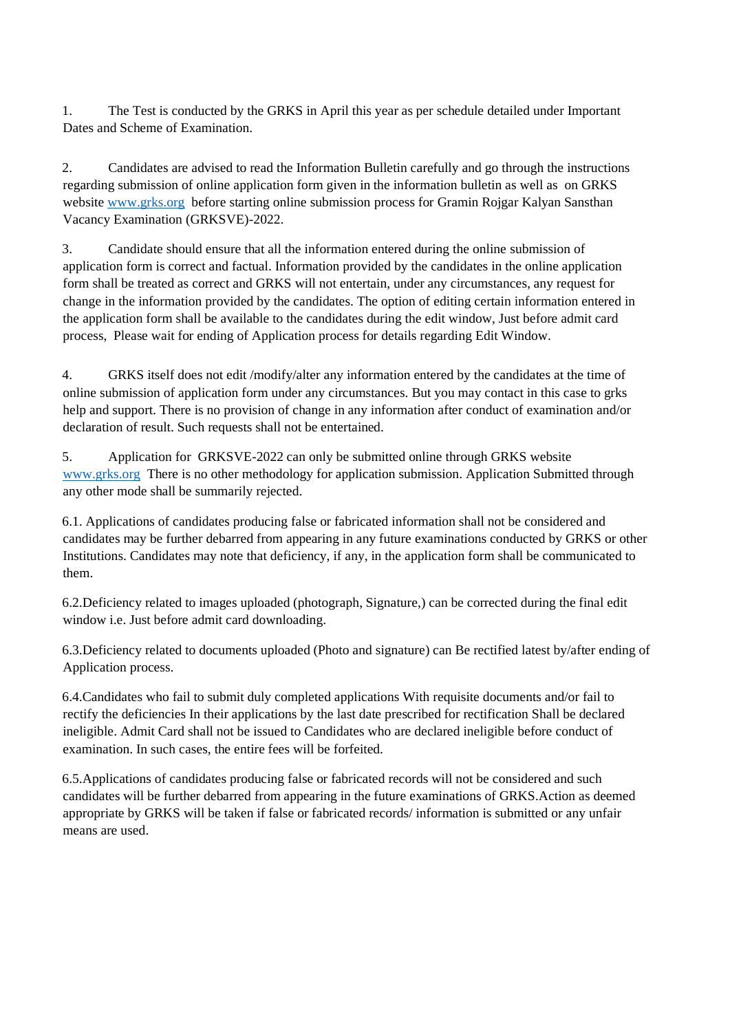1. The Test is conducted by the GRKS in April this year as per schedule detailed under Important Dates and Scheme of Examination.

2. Candidates are advised to read the Information Bulletin carefully and go through the instructions regarding submission of online application form given in the information bulletin as well as on GRKS website www.grks.org before starting online submission process for Gramin Rojgar Kalyan Sansthan Vacancy Examination (GRKSVE)-2022.

3. Candidate should ensure that all the information entered during the online submission of application form is correct and factual. Information provided by the candidates in the online application form shall be treated as correct and GRKS will not entertain, under any circumstances, any request for change in the information provided by the candidates. The option of editing certain information entered in the application form shall be available to the candidates during the edit window, Just before admit card process, Please wait for ending of Application process for details regarding Edit Window.

4. GRKS itself does not edit /modify/alter any information entered by the candidates at the time of online submission of application form under any circumstances. But you may contact in this case to grks help and support. There is no provision of change in any information after conduct of examination and/or declaration of result. Such requests shall not be entertained.

5. Application for GRKSVE-2022 can only be submitted online through GRKS website www.grks.org There is no other methodology for application submission. Application Submitted through any other mode shall be summarily rejected.

6.1. Applications of candidates producing false or fabricated information shall not be considered and candidates may be further debarred from appearing in any future examinations conducted by GRKS or other Institutions. Candidates may note that deficiency, if any, in the application form shall be communicated to them.

6.2.Deficiency related to images uploaded (photograph, Signature,) can be corrected during the final edit window i.e. Just before admit card downloading.

6.3.Deficiency related to documents uploaded (Photo and signature) can Be rectified latest by/after ending of Application process.

6.4.Candidates who fail to submit duly completed applications With requisite documents and/or fail to rectify the deficiencies In their applications by the last date prescribed for rectification Shall be declared ineligible. Admit Card shall not be issued to Candidates who are declared ineligible before conduct of examination. In such cases, the entire fees will be forfeited.

6.5.Applications of candidates producing false or fabricated records will not be considered and such candidates will be further debarred from appearing in the future examinations of GRKS.Action as deemed appropriate by GRKS will be taken if false or fabricated records/ information is submitted or any unfair means are used.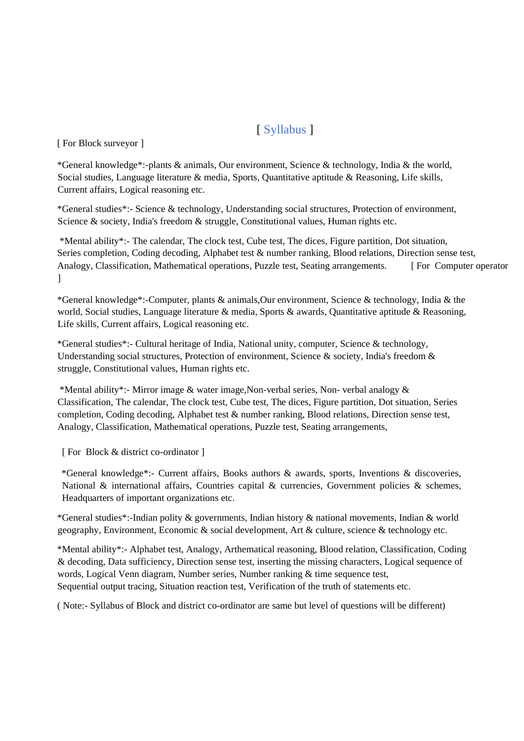# [ Syllabus ]

[ For Block surveyor ]

*General knowledge*:-plants & animals, Our environment, Science & technology, India & the world, Social studies, Language literature & media, Sports, Quantitative aptitude & Reasoning, Life skills, Current affairs, Logical reasoning etc.

*General studies*:- Science & technology, Understanding social structures, Protection of environment, Science & society, India's freedom & struggle, Constitutional values, Human rights etc.

*Mental ability*:- The calendar, The clock test, Cube test, The dices, Figure partition, Dot situation, Series completion, Coding decoding, Alphabet test & number ranking, Blood relations, Direction sense test, Analogy, Classification, Mathematical operations, Puzzle test, Seating arrangements.

[ For Computer operator ]

*General knowledge*:-Computer, plants & animals,Our environment, Science & technology, India & the world, Social studies, Language literature & media, Sports & awards, Quantitative aptitude & Reasoning, Life skills, Current affairs, Logical reasoning etc.

*General studies*:- Cultural heritage of India, National unity, computer, Science & technology, Understanding social structures, Protection of environment, Science & society, India's freedom & struggle, Constitutional values, Human rights etc.

*Mental ability*:- Mirror image & water image,Non-verbal series, Non- verbal analogy & Classification, The calendar, The clock test, Cube test, The dices, Figure partition, Dot situation, Series completion, Coding decoding, Alphabet test & number ranking, Blood relations, Direction sense test, Analogy, Classification, Mathematical operations, Puzzle test, Seating arrangements,

[ For Block & district co-ordinator ]

*General knowledge*:- Current affairs, Books authors & awards, sports, Inventions & discoveries, National & international affairs, Countries capital & currencies, Government policies & schemes, Headquarters of important organizations etc.

*General studies*:-Indian polity & governments, Indian history & national movements, Indian & world geography, Environment, Economic & social development, Art & culture, science & technology etc.

*Mental ability*:- Alphabet test, Analogy, Arthematical reasoning, Blood relation, Classification, Coding & decoding, Data sufficiency, Direction sense test, inserting the missing characters, Logical sequence of words, Logical Venn diagram, Number series, Number ranking & time sequence test, Sequential output tracing, Situation reaction test, Verification of the truth of statements etc.

( Note:- Syllabus of Block and district co-ordinator are same but level of questions will be different)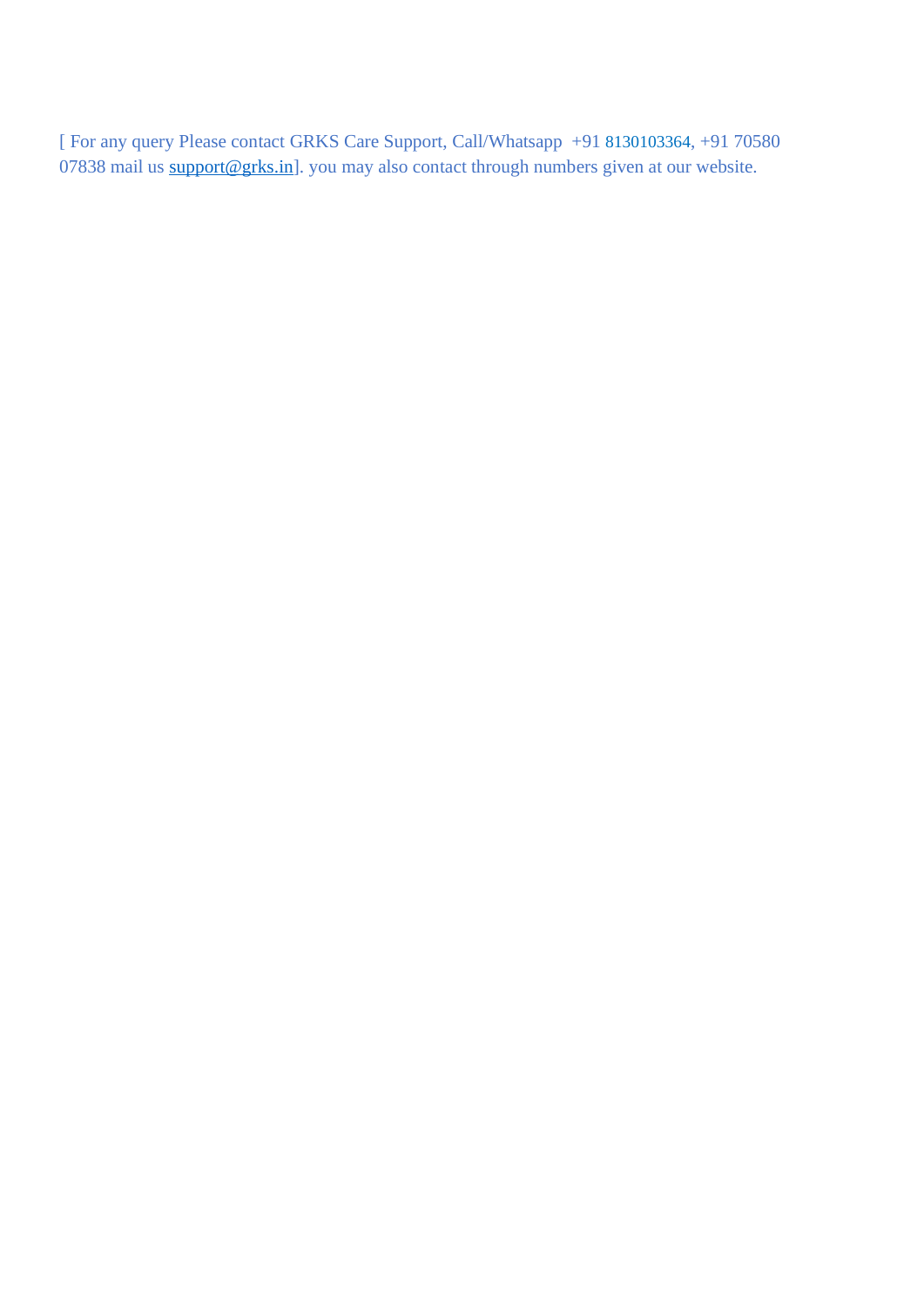[ For any query Please contact GRKS Care Support, Call/Whatsapp  +91 8130103364, +91 70580 07838 mail us support@grks.in]. you may also contact through numbers given at our website.